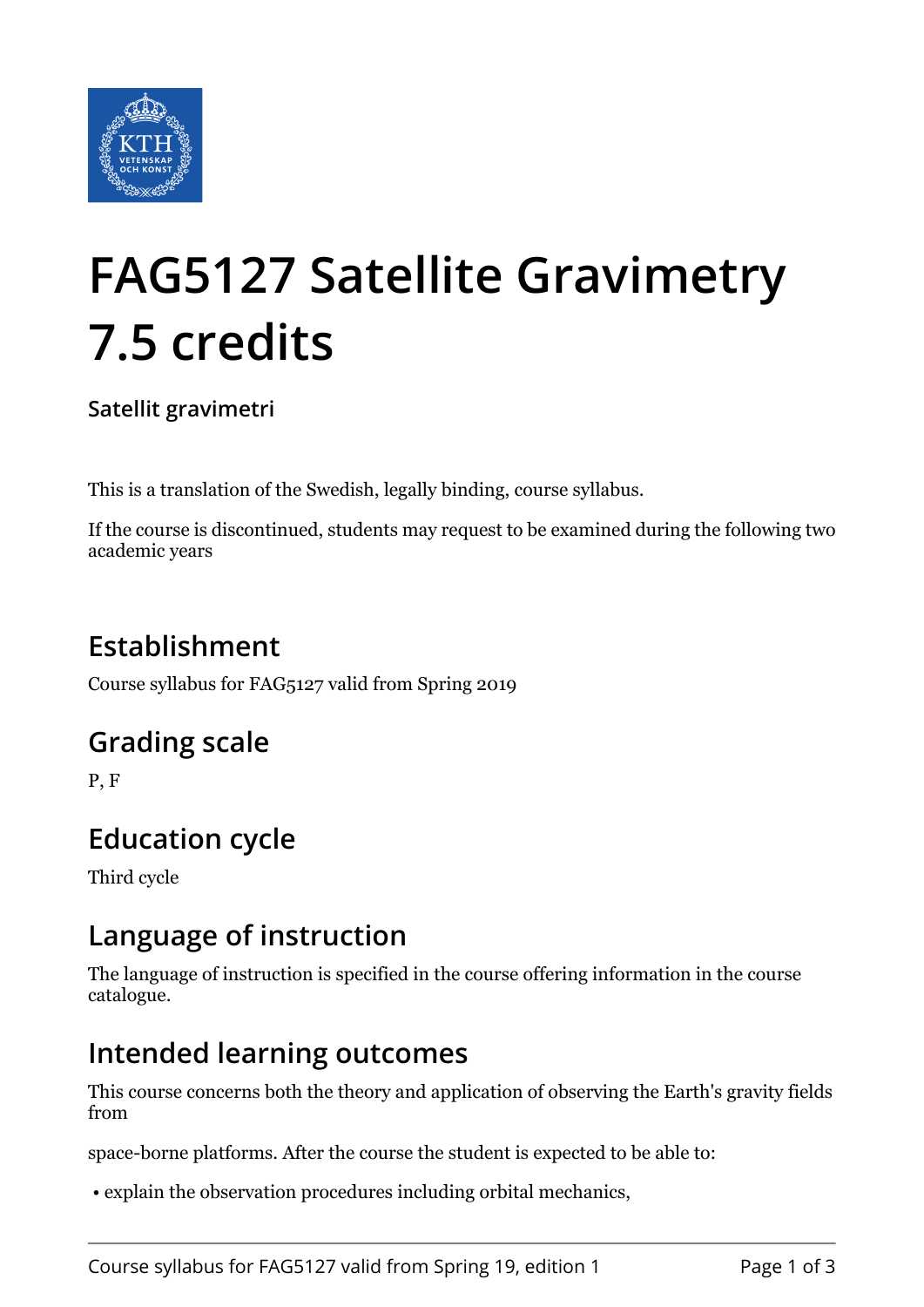# FAG5127 Satellite Gravimetry 7.5 credits

**Satellit gravimetri**

This is a translation of the Swedish, legally binding, course syllabus.

If the course is discontinued, students may request to be examined during the following two academic years

## Establishment

Course syllabus for FAG5127 valid from Spring 2019

## Grading scale

P, F

## Education cycle

Third cycle

## Language of instruction

The language of instruction is specified in the course offering information in the course catalogue.

## Intended learning outcomes

This course concerns both the theory and application of observing the Earth's gravity fields from

space-borne platforms. After the course the student is expected to be able to:

- explain the observation procedures including orbital mechanics,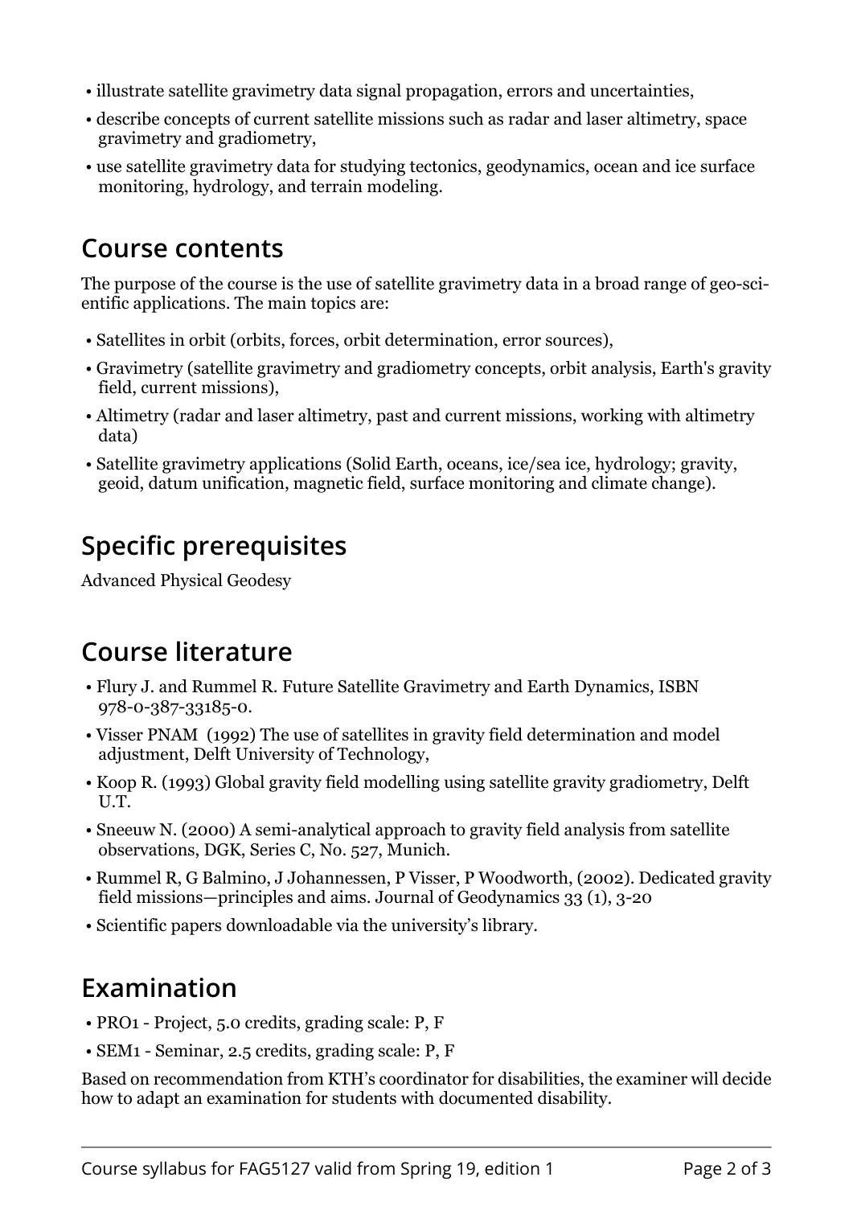- illustrate satellite gravimetry data signal propagation, errors and uncertainties,
- describe concepts of current satellite missions such as radar and laser altimetry, space gravimetry and gradiometry,
- use satellite gravimetry data for studying tectonics, geodynamics, ocean and ice surface monitoring, hydrology, and terrain modeling.

## Course contents

The purpose of the course is the use of satellite gravimetry data in a broad range of geo-scientific applications. The main topics are:

- Satellites in orbit (orbits, forces, orbit determination, error sources),
- Gravimetry (satellite gravimetry and gradiometry concepts, orbit analysis, Earth's gravity field, current missions),
- Altimetry (radar and laser altimetry, past and current missions, working with altimetry data)
- Satellite gravimetry applications (Solid Earth, oceans, ice/sea ice, hydrology; gravity, geoid, datum unification, magnetic field, surface monitoring and climate change).

## Specific prerequisites

Advanced Physical Geodesy

## Course literature

- Flury J. and Rummel R. Future Satellite Gravimetry and Earth Dynamics, ISBN 978-0-387-33185-0.
- Visser PNAM (1992) The use of satellites in gravity field determination and model adjustment, Delft University of Technology,
- Koop R. (1993) Global gravity field modelling using satellite gravity gradiometry, Delft U.T.
- Sneeuw N. (2000) A semi-analytical approach to gravity field analysis from satellite observations, DGK, Series C, No. 527, Munich.
- Rummel R, G Balmino, J Johannessen, P Visser, P Woodworth, (2002). Dedicated gravity field missions—principles and aims. Journal of Geodynamics 33 (1), 3-20
- Scientific papers downloadable via the university's library.

## Examination

- PRO1 - Project, 5.0 credits, grading scale: P, F
- SEM1 - Seminar, 2.5 credits, grading scale: P, F

Based on recommendation from KTH's coordinator for disabilities, the examiner will decide how to adapt an examination for students with documented disability.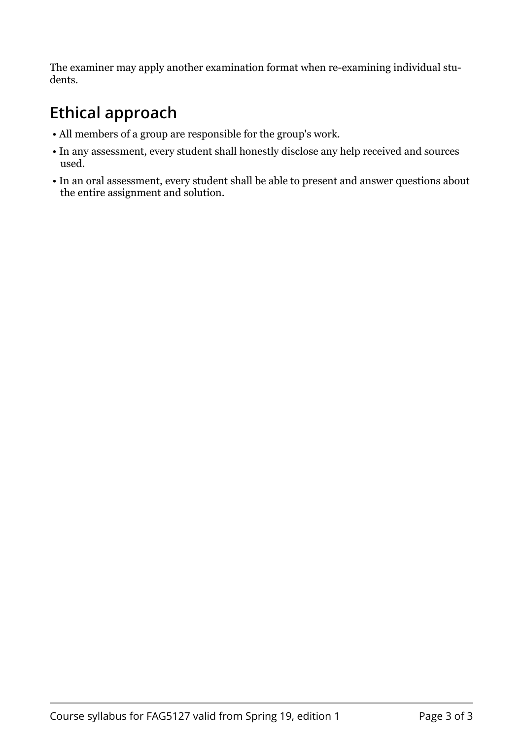The examiner may apply another examination format when re-examining individual students.

## Ethical approach

- All members of a group are responsible for the group's work.
- In any assessment, every student shall honestly disclose any help received and sources used.
- In an oral assessment, every student shall be able to present and answer questions about the entire assignment and solution.